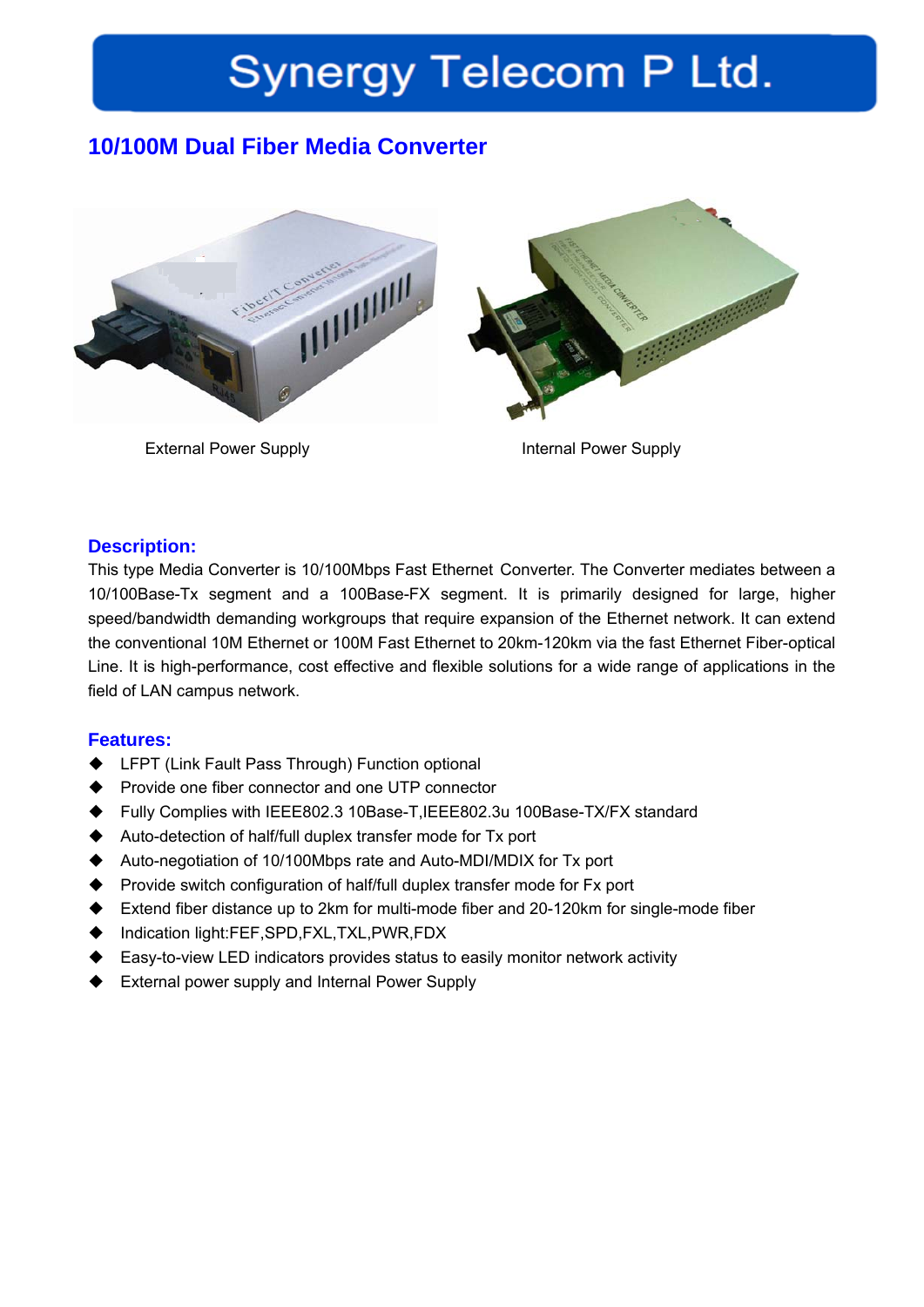# Synergy Telecom P Ltd.

## 10/100M Dual Fiber Media Converter

External Power Supply

Internal Power Supply

### Description:

This type Media Converter is 10/100Mbps Fast Ethernet Converter. The Converter mediates between a 10/100Base-Tx segment and a 100Base-FX segment. It is primarily designed for large, higher speed/bandwidth demanding workgroups that require expansion of the Ethernet network. It can extend the conventional 10M Ethernet or 100M Fast Ethernet to 20km-120km via the fast Ethernet Fiber-optical Line. It is high-performance, cost effective and flexible solutions for a wide range of applications in the field of LAN campus network.

### Features:

- LFPT (Link Fault Pass Through) Function optional
- Provide one fiber connector and one UTP connector
- Fully Complies with IEEE802.3 10Base-T,IEEE802.3u 100Base-TX/FX standard
- Auto-detection of half/full duplex transfer mode for Tx port
- Auto-negotiation of 10/100Mbps rate and Auto-MDI/MDIX for Tx port
- Provide switch configuration of half/full duplex transfer mode for Fx port
- Extend fiber distance up to 2km for multi-mode fiber and 20-120km for single-mode fiber
- Indication light:FEF,SPD,FXL,TXL,PWR,FDX
- Easy-to-view LED indicators provides status to easily monitor network activity
- External power supply and Internal Power Supply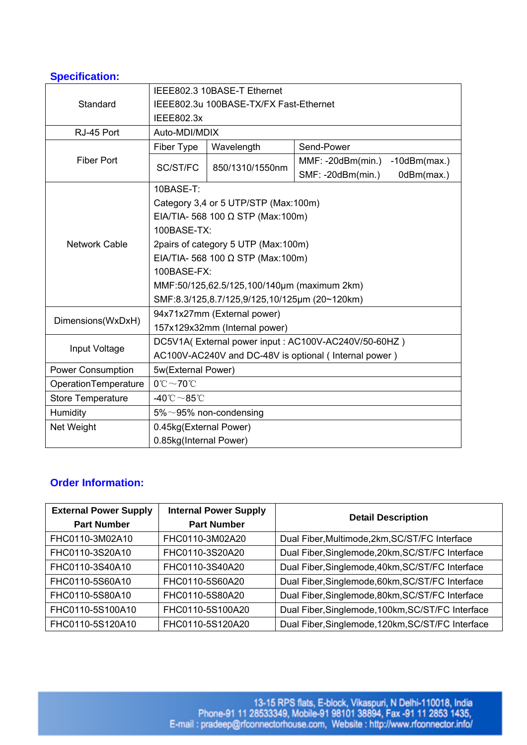## Specification:

| | | | |
|---|---|---|---|
| Standard | IEEE802.3 10BASE-T Ethernet<br>IEEE802.3u 100BASE-TX/FX Fast-Ethernet<br>IEEE802.3x | | |
| RJ-45 Port | Auto-MDI/MDIX | | |
| Fiber Port | Fiber Type | Wavelength | Send-Power |
| | SC/ST/FC | 850/1310/1550nm | MMF: -20dBm(min.) -10dBm(max.)<br>SMF: -20dBm(min.) 0dBm(max.) |
| Network Cable | 10BASE-T:<br>Category 3,4 or 5 UTP/STP (Max:100m)<br>EIA/TIA- 568 100 Ω STP (Max:100m)<br>100BASE-TX:<br>2pairs of category 5 UTP (Max:100m)<br>EIA/TIA- 568 100 Ω STP (Max:100m)<br>100BASE-FX:<br>MMF:50/125,62.5/125,100/140μm (maximum 2km)<br>SMF:8.3/125,8.7/125,9/125,10/125μm (20~120km) | | |
| Dimensions(WxDxH) | 94x71x27mm (External power)<br>157x129x32mm (Internal power) | | |
| Input Voltage | DC5V1A( External power input : AC100V-AC240V/50-60HZ )<br>AC100V-AC240V and DC-48V is optional ( Internal power ) | | |
| Power Consumption | 5w(External Power) | | |
| OperationTemperature | 0℃～70℃ | | |
| Store Temperature | -40℃～85℃ | | |
| Humidity | 5%～95% non-condensing | | |
| Net Weight | 0.45kg(External Power)<br>0.85kg(Internal Power) | | |

## Order Information:

| External Power Supply Part Number | Internal Power Supply Part Number | Detail Description |
|---|---|---|
| FHC0110-3M02A10 | FHC0110-3M02A20 | Dual Fiber,Multimode,2km,SC/ST/FC Interface |
| FHC0110-3S20A10 | FHC0110-3S20A20 | Dual Fiber,Singlemode,20km,SC/ST/FC Interface |
| FHC0110-3S40A10 | FHC0110-3S40A20 | Dual Fiber,Singlemode,40km,SC/ST/FC Interface |
| FHC0110-5S60A10 | FHC0110-5S60A20 | Dual Fiber,Singlemode,60km,SC/ST/FC Interface |
| FHC0110-5S80A10 | FHC0110-5S80A20 | Dual Fiber,Singlemode,80km,SC/ST/FC Interface |
| FHC0110-5S100A10 | FHC0110-5S100A20 | Dual Fiber,Singlemode,100km,SC/ST/FC Interface |
| FHC0110-5S120A10 | FHC0110-5S120A20 | Dual Fiber,Singlemode,120km,SC/ST/FC Interface |

13-15 RPS flats, E-block, Vikaspuri, N Delhi-110018, India
Phone-91 11 28533349, Mobile-91 98101 38894, Fax -91 11 2853 1435,
E-mail : pradeep@rfconnectorhouse.com, Website : http://www.rfconnector.info/